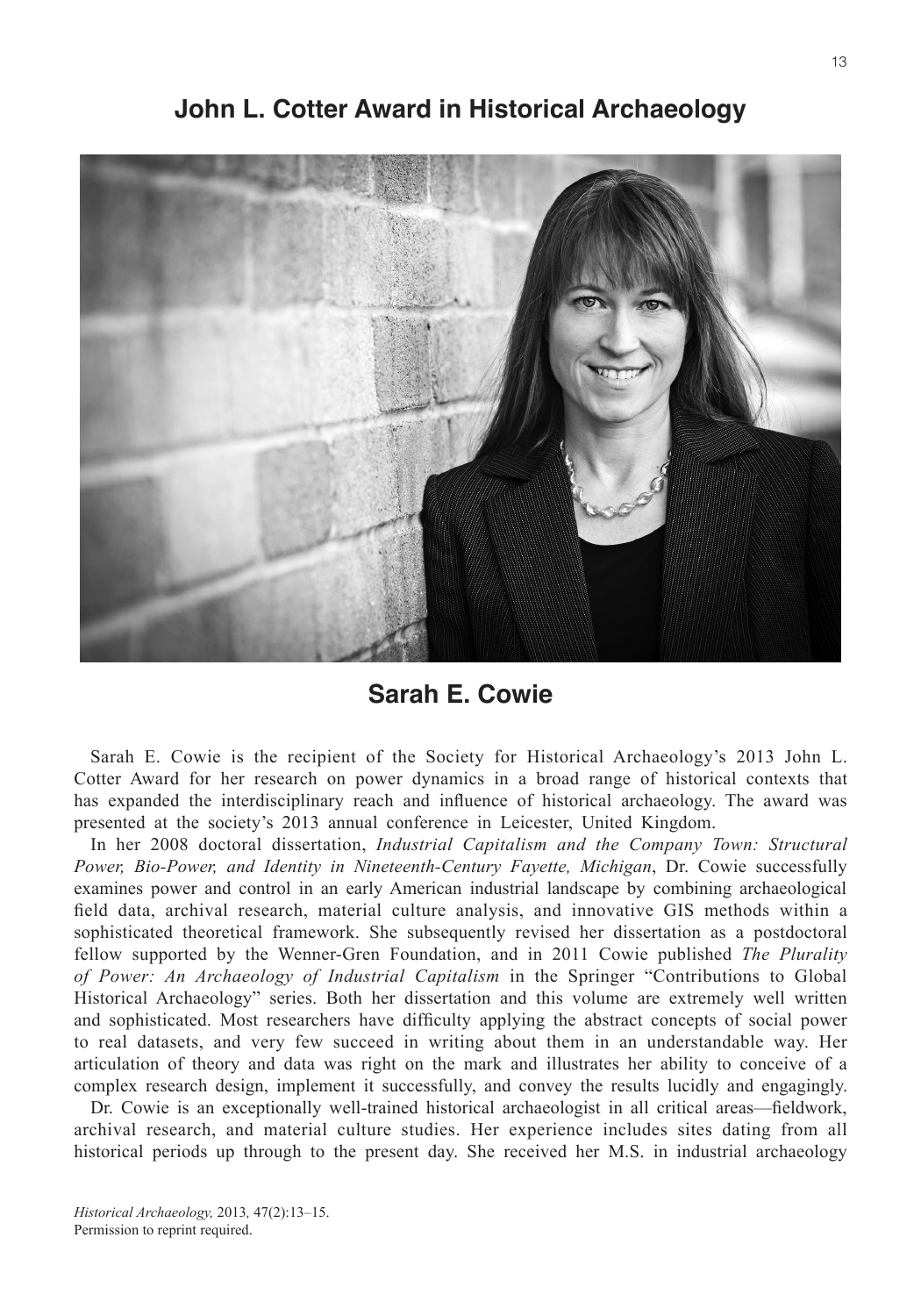# John L. Cotter Award in Historical Archaeology

## Sarah E. Cowie

Sarah E. Cowie is the recipient of the Society for Historical Archaeology's 2013 John L. Cotter Award for her research on power dynamics in a broad range of historical contexts that has expanded the interdisciplinary reach and influence of historical archaeology. The award was presented at the society's 2013 annual conference in Leicester, United Kingdom.

In her 2008 doctoral dissertation, *Industrial Capitalism and the Company Town: Structural Power, Bio-Power, and Identity in Nineteenth-Century Fayette, Michigan*, Dr. Cowie successfully examines power and control in an early American industrial landscape by combining archaeological field data, archival research, material culture analysis, and innovative GIS methods within a sophisticated theoretical framework. She subsequently revised her dissertation as a postdoctoral fellow supported by the Wenner-Gren Foundation, and in 2011 Cowie published *The Plurality of Power: An Archaeology of Industrial Capitalism* in the Springer "Contributions to Global Historical Archaeology" series. Both her dissertation and this volume are extremely well written and sophisticated. Most researchers have difficulty applying the abstract concepts of social power to real datasets, and very few succeed in writing about them in an understandable way. Her articulation of theory and data was right on the mark and illustrates her ability to conceive of a complex research design, implement it successfully, and convey the results lucidly and engagingly.

Dr. Cowie is an exceptionally well-trained historical archaeologist in all critical areas—fieldwork, archival research, and material culture studies. Her experience includes sites dating from all historical periods up through to the present day. She received her M.S. in industrial archaeology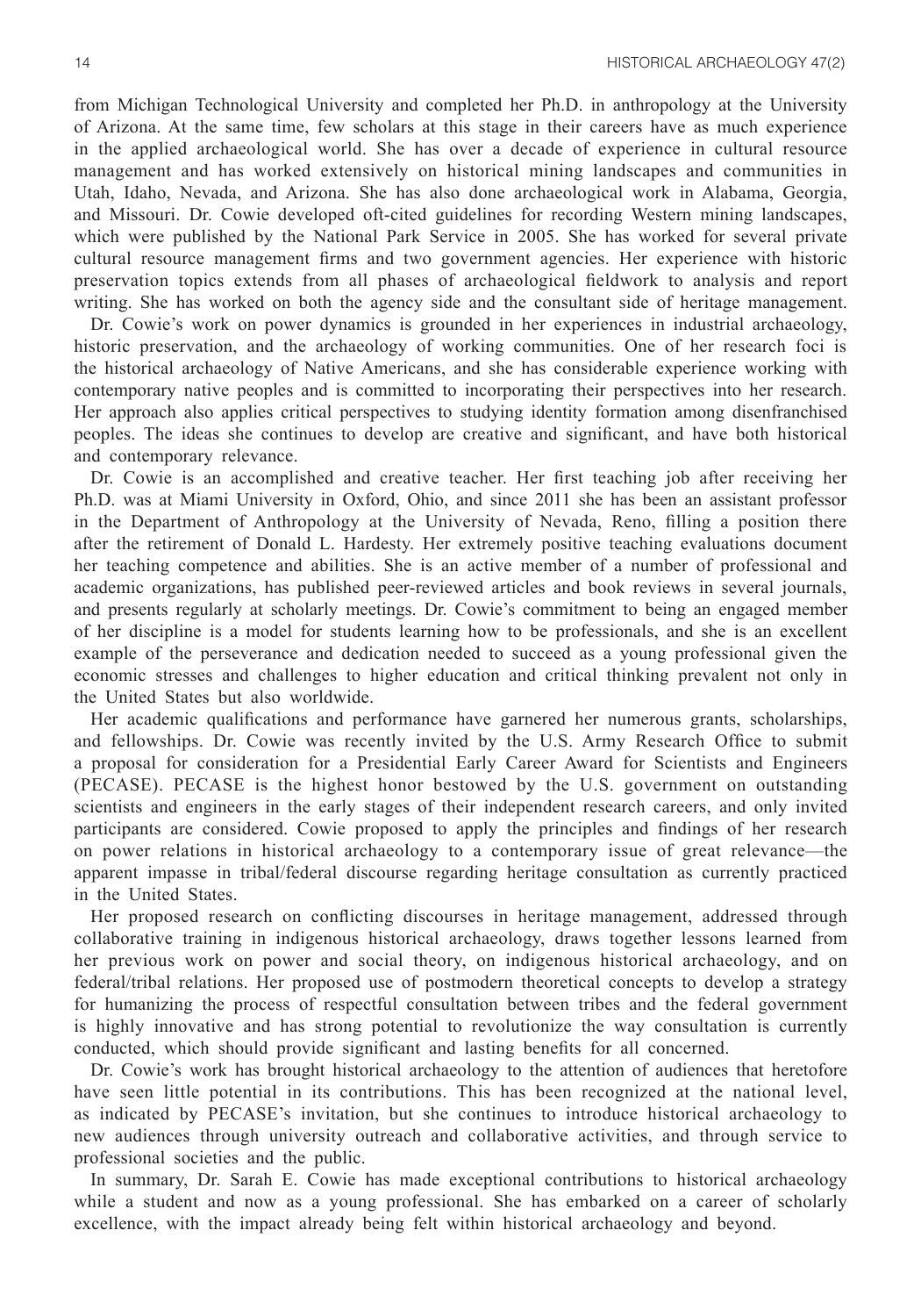from Michigan Technological University and completed her Ph.D. in anthropology at the University of Arizona. At the same time, few scholars at this stage in their careers have as much experience in the applied archaeological world. She has over a decade of experience in cultural resource management and has worked extensively on historical mining landscapes and communities in Utah, Idaho, Nevada, and Arizona. She has also done archaeological work in Alabama, Georgia, and Missouri. Dr. Cowie developed oft-cited guidelines for recording Western mining landscapes, which were published by the National Park Service in 2005. She has worked for several private cultural resource management firms and two government agencies. Her experience with historic preservation topics extends from all phases of archaeological fieldwork to analysis and report writing. She has worked on both the agency side and the consultant side of heritage management.

Dr. Cowie's work on power dynamics is grounded in her experiences in industrial archaeology, historic preservation, and the archaeology of working communities. One of her research foci is the historical archaeology of Native Americans, and she has considerable experience working with contemporary native peoples and is committed to incorporating their perspectives into her research. Her approach also applies critical perspectives to studying identity formation among disenfranchised peoples. The ideas she continues to develop are creative and significant, and have both historical and contemporary relevance.

Dr. Cowie is an accomplished and creative teacher. Her first teaching job after receiving her Ph.D. was at Miami University in Oxford, Ohio, and since 2011 she has been an assistant professor in the Department of Anthropology at the University of Nevada, Reno, filling a position there after the retirement of Donald L. Hardesty. Her extremely positive teaching evaluations document her teaching competence and abilities. She is an active member of a number of professional and academic organizations, has published peer-reviewed articles and book reviews in several journals, and presents regularly at scholarly meetings. Dr. Cowie's commitment to being an engaged member of her discipline is a model for students learning how to be professionals, and she is an excellent example of the perseverance and dedication needed to succeed as a young professional given the economic stresses and challenges to higher education and critical thinking prevalent not only in the United States but also worldwide.

Her academic qualifications and performance have garnered her numerous grants, scholarships, and fellowships. Dr. Cowie was recently invited by the U.S. Army Research Office to submit a proposal for consideration for a Presidential Early Career Award for Scientists and Engineers (PECASE). PECASE is the highest honor bestowed by the U.S. government on outstanding scientists and engineers in the early stages of their independent research careers, and only invited participants are considered. Cowie proposed to apply the principles and findings of her research on power relations in historical archaeology to a contemporary issue of great relevance—the apparent impasse in tribal/federal discourse regarding heritage consultation as currently practiced in the United States.

Her proposed research on conflicting discourses in heritage management, addressed through collaborative training in indigenous historical archaeology, draws together lessons learned from her previous work on power and social theory, on indigenous historical archaeology, and on federal/tribal relations. Her proposed use of postmodern theoretical concepts to develop a strategy for humanizing the process of respectful consultation between tribes and the federal government is highly innovative and has strong potential to revolutionize the way consultation is currently conducted, which should provide significant and lasting benefits for all concerned.

Dr. Cowie's work has brought historical archaeology to the attention of audiences that heretofore have seen little potential in its contributions. This has been recognized at the national level, as indicated by PECASE's invitation, but she continues to introduce historical archaeology to new audiences through university outreach and collaborative activities, and through service to professional societies and the public.

In summary, Dr. Sarah E. Cowie has made exceptional contributions to historical archaeology while a student and now as a young professional. She has embarked on a career of scholarly excellence, with the impact already being felt within historical archaeology and beyond.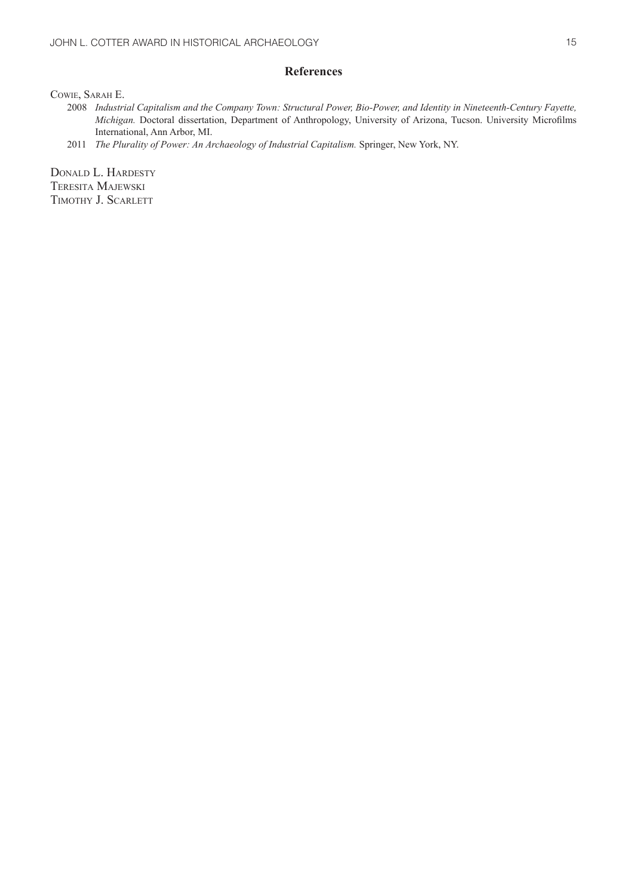## References

Cowie, Sarah E.

2008 *Industrial Capitalism and the Company Town: Structural Power, Bio-Power, and Identity in Nineteenth-Century Fayette, Michigan.* Doctoral dissertation, Department of Anthropology, University of Arizona, Tucson. University Microfilms International, Ann Arbor, MI.

2011 *The Plurality of Power: An Archaeology of Industrial Capitalism.* Springer, New York, NY.

Donald L. Hardesty
Teresita Majewski
Timothy J. Scarlett